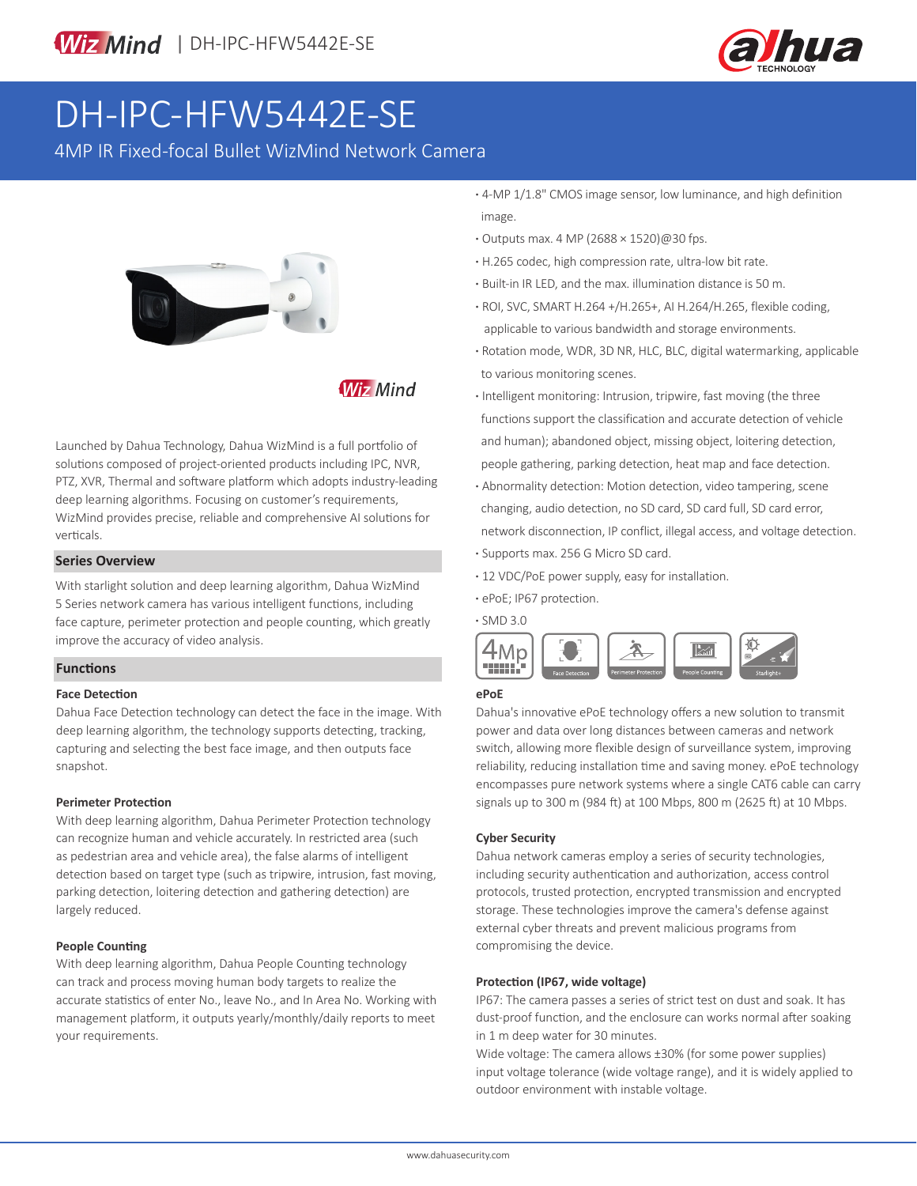WizMind | DH-IPC-HFW5442E-SE

# DH-IPC-HFW5442E-SE

4MP IR Fixed-focal Bullet WizMind Network Camera

- 4-MP 1/1.8" CMOS image sensor, low luminance, and high definition image.
- Outputs max. 4 MP (2688 × 1520)@30 fps.
- H.265 codec, high compression rate, ultra-low bit rate.
- Built-in IR LED, and the max. illumination distance is 50 m.
- ROI, SVC, SMART H.264 +/H.265+, AI H.264/H.265, flexible coding, applicable to various bandwidth and storage environments.
- Rotation mode, WDR, 3D NR, HLC, BLC, digital watermarking, applicable to various monitoring scenes.
- Intelligent monitoring: Intrusion, tripwire, fast moving (the three functions support the classification and accurate detection of vehicle and human); abandoned object, missing object, loitering detection, people gathering, parking detection, heat map and face detection.
- Abnormality detection: Motion detection, video tampering, scene changing, audio detection, no SD card, SD card full, SD card error, network disconnection, IP conflict, illegal access, and voltage detection.
- Supports max. 256 G Micro SD card.
- 12 VDC/PoE power supply, easy for installation.
- ePoE; IP67 protection.
- SMD 3.0

4MP | Face Detection | Perimeter Protection | People Counting | Starlight+

Launched by Dahua Technology, Dahua WizMind is a full portfolio of solutions composed of project-oriented products including IPC, NVR, PTZ, XVR, Thermal and software platform which adopts industry-leading deep learning algorithms. Focusing on customer's requirements, WizMind provides precise, reliable and comprehensive AI solutions for verticals.

## Series Overview

With starlight solution and deep learning algorithm, Dahua WizMind 5 Series network camera has various intelligent functions, including face capture, perimeter protection and people counting, which greatly improve the accuracy of video analysis.

## Functions

### Face Detection

Dahua Face Detection technology can detect the face in the image. With deep learning algorithm, the technology supports detecting, tracking, capturing and selecting the best face image, and then outputs face snapshot.

### Perimeter Protection

With deep learning algorithm, Dahua Perimeter Protection technology can recognize human and vehicle accurately. In restricted area (such as pedestrian area and vehicle area), the false alarms of intelligent detection based on target type (such as tripwire, intrusion, fast moving, parking detection, loitering detection and gathering detection) are largely reduced.

### People Counting

With deep learning algorithm, Dahua People Counting technology can track and process moving human body targets to realize the accurate statistics of enter No., leave No., and In Area No. Working with management platform, it outputs yearly/monthly/daily reports to meet your requirements.

### ePoE

Dahua's innovative ePoE technology offers a new solution to transmit power and data over long distances between cameras and network switch, allowing more flexible design of surveillance system, improving reliability, reducing installation time and saving money. ePoE technology encompasses pure network systems where a single CAT6 cable can carry signals up to 300 m (984 ft) at 100 Mbps, 800 m (2625 ft) at 10 Mbps.

### Cyber Security

Dahua network cameras employ a series of security technologies, including security authentication and authorization, access control protocols, trusted protection, encrypted transmission and encrypted storage. These technologies improve the camera's defense against external cyber threats and prevent malicious programs from compromising the device.

### Protection (IP67, wide voltage)

IP67: The camera passes a series of strict test on dust and soak. It has dust-proof function, and the enclosure can works normal after soaking in 1 m deep water for 30 minutes.

Wide voltage: The camera allows ±30% (for some power supplies) input voltage tolerance (wide voltage range), and it is widely applied to outdoor environment with instable voltage.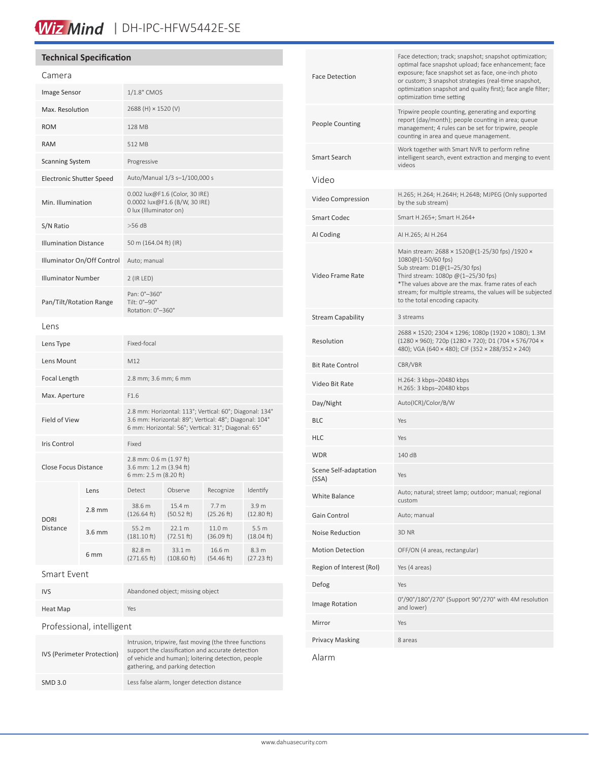## Technical Specification

### Camera

| | |
|---|---|
| Image Sensor | 1/1.8" CMOS |
| Max. Resolution | 2688 (H) × 1520 (V) |
| ROM | 128 MB |
| RAM | 512 MB |
| Scanning System | Progressive |
| Electronic Shutter Speed | Auto/Manual 1/3 s–1/100,000 s |
| Min. Illumination | 0.002 lux@F1.6 (Color, 30 IRE)<br>0.0002 lux@F1.6 (B/W, 30 IRE)<br>0 lux (Illuminator on) |
| S/N Ratio | >56 dB |
| Illumination Distance | 50 m (164.04 ft) (IR) |
| Illuminator On/Off Control | Auto; manual |
| Illuminator Number | 2 (IR LED) |
| Pan/Tilt/Rotation Range | Pan: 0°–360°<br>Tilt: 0°–90°<br>Rotation: 0°–360° |

### Lens

| | |
|---|---|
| Lens Type | Fixed-focal |
| Lens Mount | M12 |
| Focal Length | 2.8 mm; 3.6 mm; 6 mm |
| Max. Aperture | F1.6 |
| Field of View | 2.8 mm: Horizontal: 113°; Vertical: 60°; Diagonal: 134°<br>3.6 mm: Horizontal: 89°; Vertical: 48°; Diagonal: 104°<br>6 mm: Horizontal: 56°; Vertical: 31°; Diagonal: 65° |
| Iris Control | Fixed |
| Close Focus Distance | 2.8 mm: 0.6 m (1.97 ft)<br>3.6 mm: 1.2 m (3.94 ft)<br>6 mm: 2.5 m (8.20 ft) |

| DORI Distance | Lens | Detect | Observe | Recognize | Identify |
|---|---|---|---|---|---|
| | 2.8 mm | 38.6 m (126.64 ft) | 15.4 m (50.52 ft) | 7.7 m (25.26 ft) | 3.9 m (12.80 ft) |
| | 3.6 mm | 55.2 m (181.10 ft) | 22.1 m (72.51 ft) | 11.0 m (36.09 ft) | 5.5 m (18.04 ft) |
| | 6 mm | 82.8 m (271.65 ft) | 33.1 m (108.60 ft) | 16.6 m (54.46 ft) | 8.3 m (27.23 ft) |

### Smart Event

| | |
|---|---|
| IVS | Abandoned object; missing object |
| Heat Map | Yes |

### Professional, intelligent

| | |
|---|---|
| IVS (Perimeter Protection) | Intrusion, tripwire, fast moving (the three functions support the classification and accurate detection of vehicle and human); loitering detection, people gathering, and parking detection |
| SMD 3.0 | Less false alarm, longer detection distance |
| Face Detection | Face detection; track; snapshot; snapshot optimization; optimal face snapshot upload; face enhancement; face exposure; face snapshot set as face, one-inch photo or custom; 3 snapshot strategies (real-time snapshot, optimization snapshot and quality first); face angle filter; optimization time setting |
| People Counting | Tripwire people counting, generating and exporting report (day/month); people counting in area; queue management; 4 rules can be set for tripwire, people counting in area and queue management. |
| Smart Search | Work together with Smart NVR to perform refine intelligent search, event extraction and merging to event videos |

### Video

| | |
|---|---|
| Video Compression | H.265; H.264; H.264H; H.264B; MJPEG (Only supported by the sub stream) |
| Smart Codec | Smart H.265+; Smart H.264+ |
| AI Coding | AI H.265; AI H.264 |
| Video Frame Rate | Main stream: 2688 × 1520@(1-25/30 fps) /1920 × 1080@(1-50/60 fps)<br>Sub stream: D1@(1–25/30 fps)<br>Third stream: 1080p @(1–25/30 fps)<br>*The values above are the max. frame rates of each stream; for multiple streams, the values will be subjected to the total encoding capacity. |
| Stream Capability | 3 streams |
| Resolution | 2688 × 1520; 2304 × 1296; 1080p (1920 × 1080); 1.3M (1280 × 960); 720p (1280 × 720); D1 (704 × 576/704 × 480); VGA (640 × 480); CIF (352 × 288/352 × 240) |
| Bit Rate Control | CBR/VBR |
| Video Bit Rate | H.264: 3 kbps–20480 kbps<br>H.265: 3 kbps–20480 kbps |
| Day/Night | Auto(ICR)/Color/B/W |
| BLC | Yes |
| HLC | Yes |
| WDR | 140 dB |
| Scene Self-adaptation (SSA) | Yes |
| White Balance | Auto; natural; street lamp; outdoor; manual; regional custom |
| Gain Control | Auto; manual |
| Noise Reduction | 3D NR |
| Motion Detection | OFF/ON (4 areas, rectangular) |
| Region of Interest (RoI) | Yes (4 areas) |
| Defog | Yes |
| Image Rotation | 0°/90°/180°/270° (Support 90°/270° with 4M resolution and lower) |
| Mirror | Yes |
| Privacy Masking | 8 areas |

### Alarm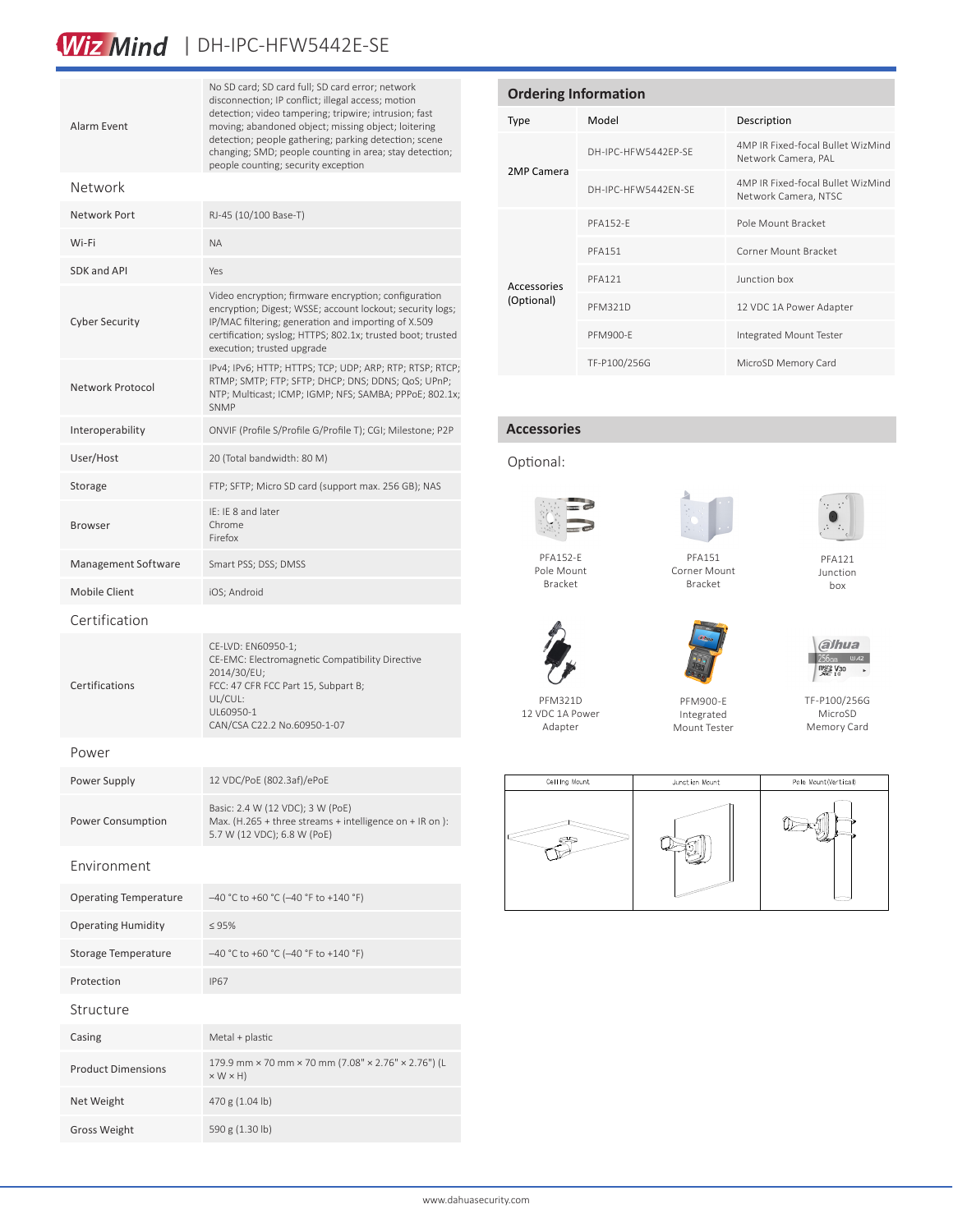| | |
|---|---|
| Alarm Event | No SD card; SD card full; SD card error; network disconnection; IP conflict; illegal access; motion detection; video tampering; tripwire; intrusion; fast moving; abandoned object; missing object; loitering detection; people gathering; parking detection; scene changing; SMD; people counting in area; stay detection; people counting; security exception |

## Network

| | |
|---|---|
| Network Port | RJ-45 (10/100 Base-T) |
| Wi-Fi | NA |
| SDK and API | Yes |
| Cyber Security | Video encryption; firmware encryption; configuration encryption; Digest; WSSE; account lockout; security logs; IP/MAC filtering; generation and importing of X.509 certification; syslog; HTTPS; 802.1x; trusted boot; trusted execution; trusted upgrade |
| Network Protocol | IPv4; IPv6; HTTP; HTTPS; TCP; UDP; ARP; RTP; RTSP; RTCP; RTMP; SMTP; FTP; SFTP; DHCP; DNS; DDNS; QoS; UPnP; NTP; Multicast; ICMP; IGMP; NFS; SAMBA; PPPoE; 802.1x; SNMP |
| Interoperability | ONVIF (Profile S/Profile G/Profile T); CGI; Milestone; P2P |
| User/Host | 20 (Total bandwidth: 80 M) |
| Storage | FTP; SFTP; Micro SD card (support max. 256 GB); NAS |
| Browser | IE: IE 8 and later<br>Chrome<br>Firefox |
| Management Software | Smart PSS; DSS; DMSS |
| Mobile Client | iOS; Android |

## Certification

| | |
|---|---|
| Certifications | CE-LVD: EN60950-1;<br>CE-EMC: Electromagnetic Compatibility Directive 2014/30/EU;<br>FCC: 47 CFR FCC Part 15, Subpart B;<br>UL/CUL:<br>UL60950-1<br>CAN/CSA C22.2 No.60950-1-07 |

## Power

| | |
|---|---|
| Power Supply | 12 VDC/PoE (802.3af)/ePoE |
| Power Consumption | Basic: 2.4 W (12 VDC); 3 W (PoE)<br>Max. (H.265 + three streams + intelligence on + IR on ): 5.7 W (12 VDC); 6.8 W (PoE) |

## Environment

| | |
|---|---|
| Operating Temperature | –40 °C to +60 °C (–40 °F to +140 °F) |
| Operating Humidity | ≤ 95% |
| Storage Temperature | –40 °C to +60 °C (–40 °F to +140 °F) |
| Protection | IP67 |

## Structure

| | |
|---|---|
| Casing | Metal + plastic |
| Product Dimensions | 179.9 mm × 70 mm × 70 mm (7.08" × 2.76" × 2.76") (L × W × H) |
| Net Weight | 470 g (1.04 lb) |
| Gross Weight | 590 g (1.30 lb) |

## Ordering Information

| Type | Model | Description |
|---|---|---|
| 2MP Camera | DH-IPC-HFW5442EP-SE | 4MP IR Fixed-focal Bullet WizMind Network Camera, PAL |
| | DH-IPC-HFW5442EN-SE | 4MP IR Fixed-focal Bullet WizMind Network Camera, NTSC |
| Accessories (Optional) | PFA152-E | Pole Mount Bracket |
| | PFA151 | Corner Mount Bracket |
| | PFA121 | Junction box |
| | PFM321D | 12 VDC 1A Power Adapter |
| | PFM900-E | Integrated Mount Tester |
| | TF-P100/256G | MicroSD Memory Card |

## Accessories

Optional:

PFA152-E Pole Mount Bracket

PFA151 Corner Mount Bracket

PFA121 Junction box

PFM321D 12 VDC 1A Power Adapter

PFM900-E Integrated Mount Tester

TF-P100/256G MicroSD Memory Card

| Ceiling Mount | Junction Mount | Pole Mount(Vertical) |
|---|---|---|
| | | |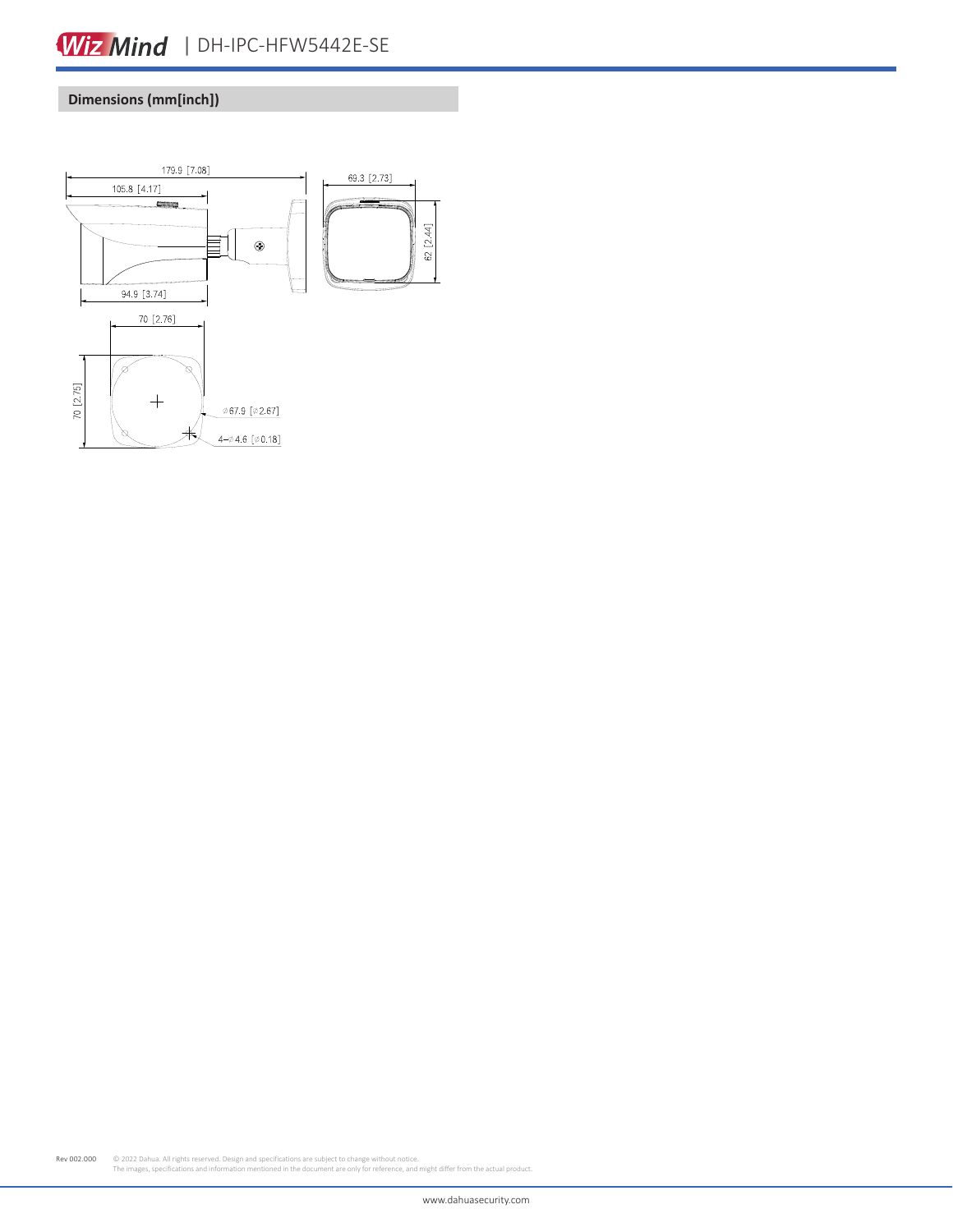## Dimensions (mm[inch])

179.9 [7.08]

105.8 [4.17]

94.9 [3.74]

69.3 [2.73]

62 [2.44]

70 [2.76]

70 [2.75]

⌀67.9 [⌀2.67]

4–⌀4.6 [⌀0.18]

Rev 002.000 © 2022 Dahua. All rights reserved. Design and specifications are subject to change without notice.
The images, specifications and information mentioned in the document are only for reference, and might differ from the actual product.

www.dahuasecurity.com